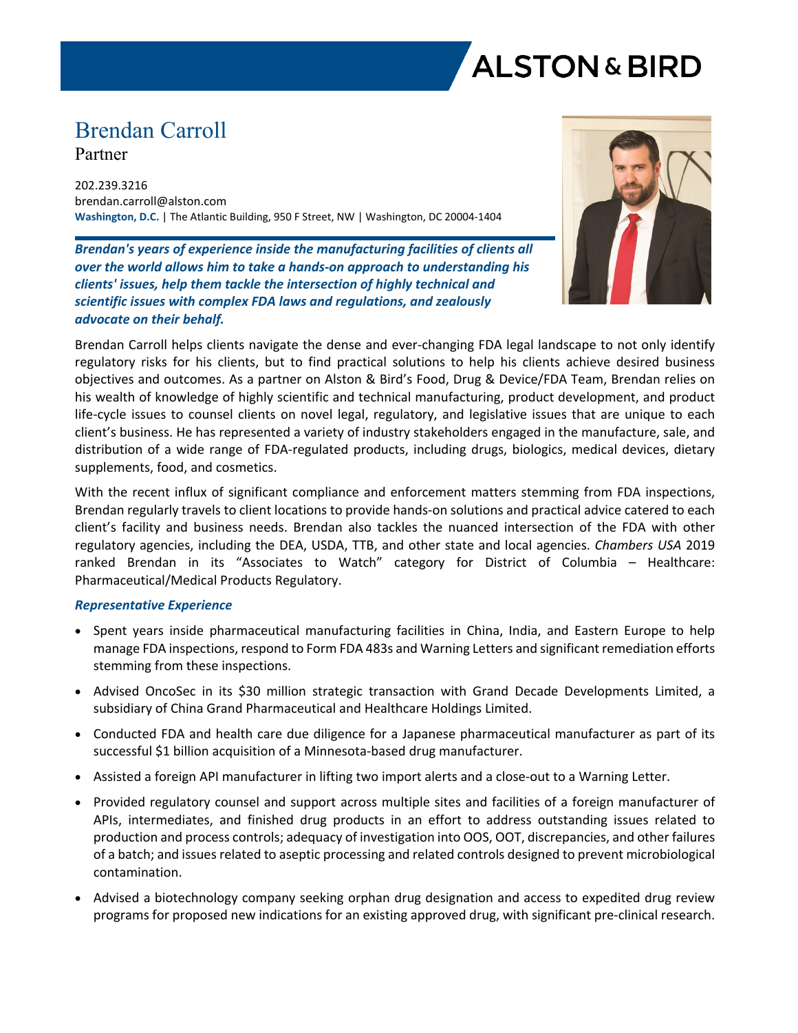# Brendan Carroll

Partner

202.239.3216
brendan.carroll@alston.com
**Washington, D.C.** | The Atlantic Building, 950 F Street, NW | Washington, DC 20004-1404

***Brendan's years of experience inside the manufacturing facilities of clients all over the world allows him to take a hands-on approach to understanding his clients' issues, help them tackle the intersection of highly technical and scientific issues with complex FDA laws and regulations, and zealously advocate on their behalf.***

Brendan Carroll helps clients navigate the dense and ever-changing FDA legal landscape to not only identify regulatory risks for his clients, but to find practical solutions to help his clients achieve desired business objectives and outcomes. As a partner on Alston & Bird's Food, Drug & Device/FDA Team, Brendan relies on his wealth of knowledge of highly scientific and technical manufacturing, product development, and product life-cycle issues to counsel clients on novel legal, regulatory, and legislative issues that are unique to each client's business. He has represented a variety of industry stakeholders engaged in the manufacture, sale, and distribution of a wide range of FDA-regulated products, including drugs, biologics, medical devices, dietary supplements, food, and cosmetics.

With the recent influx of significant compliance and enforcement matters stemming from FDA inspections, Brendan regularly travels to client locations to provide hands-on solutions and practical advice catered to each client's facility and business needs. Brendan also tackles the nuanced intersection of the FDA with other regulatory agencies, including the DEA, USDA, TTB, and other state and local agencies. *Chambers USA* 2019 ranked Brendan in its "Associates to Watch" category for District of Columbia – Healthcare: Pharmaceutical/Medical Products Regulatory.

### *Representative Experience*

- Spent years inside pharmaceutical manufacturing facilities in China, India, and Eastern Europe to help manage FDA inspections, respond to Form FDA 483s and Warning Letters and significant remediation efforts stemming from these inspections.
- Advised OncoSec in its $30 million strategic transaction with Grand Decade Developments Limited, a subsidiary of China Grand Pharmaceutical and Healthcare Holdings Limited.
- Conducted FDA and health care due diligence for a Japanese pharmaceutical manufacturer as part of its successful $1 billion acquisition of a Minnesota-based drug manufacturer.
- Assisted a foreign API manufacturer in lifting two import alerts and a close-out to a Warning Letter.
- Provided regulatory counsel and support across multiple sites and facilities of a foreign manufacturer of APIs, intermediates, and finished drug products in an effort to address outstanding issues related to production and process controls; adequacy of investigation into OOS, OOT, discrepancies, and other failures of a batch; and issues related to aseptic processing and related controls designed to prevent microbiological contamination.
- Advised a biotechnology company seeking orphan drug designation and access to expedited drug review programs for proposed new indications for an existing approved drug, with significant pre-clinical research.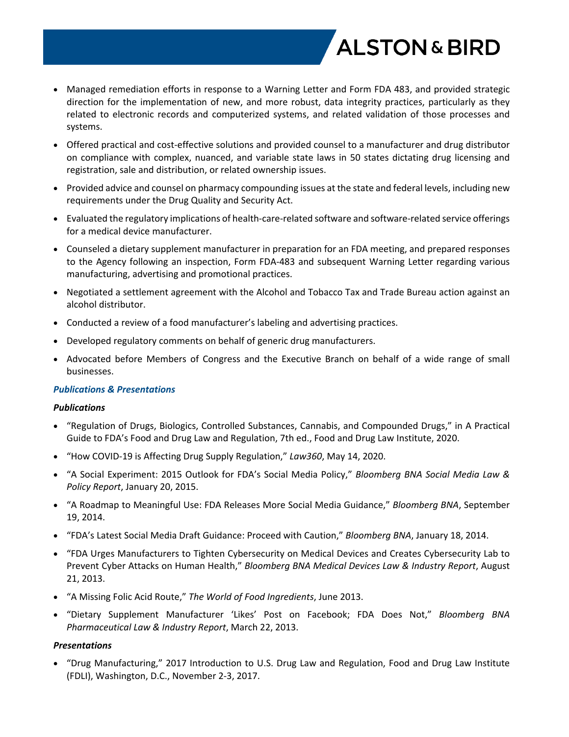- Managed remediation efforts in response to a Warning Letter and Form FDA 483, and provided strategic direction for the implementation of new, and more robust, data integrity practices, particularly as they related to electronic records and computerized systems, and related validation of those processes and systems.
- Offered practical and cost-effective solutions and provided counsel to a manufacturer and drug distributor on compliance with complex, nuanced, and variable state laws in 50 states dictating drug licensing and registration, sale and distribution, or related ownership issues.
- Provided advice and counsel on pharmacy compounding issues at the state and federal levels, including new requirements under the Drug Quality and Security Act.
- Evaluated the regulatory implications of health-care-related software and software-related service offerings for a medical device manufacturer.
- Counseled a dietary supplement manufacturer in preparation for an FDA meeting, and prepared responses to the Agency following an inspection, Form FDA-483 and subsequent Warning Letter regarding various manufacturing, advertising and promotional practices.
- Negotiated a settlement agreement with the Alcohol and Tobacco Tax and Trade Bureau action against an alcohol distributor.
- Conducted a review of a food manufacturer's labeling and advertising practices.
- Developed regulatory comments on behalf of generic drug manufacturers.
- Advocated before Members of Congress and the Executive Branch on behalf of a wide range of small businesses.

### ***Publications & Presentations***

#### ***Publications***

- "Regulation of Drugs, Biologics, Controlled Substances, Cannabis, and Compounded Drugs," in A Practical Guide to FDA's Food and Drug Law and Regulation, 7th ed., Food and Drug Law Institute, 2020.
- "How COVID-19 is Affecting Drug Supply Regulation," *Law360*, May 14, 2020.
- "A Social Experiment: 2015 Outlook for FDA's Social Media Policy," *Bloomberg BNA Social Media Law & Policy Report*, January 20, 2015.
- "A Roadmap to Meaningful Use: FDA Releases More Social Media Guidance," *Bloomberg BNA*, September 19, 2014.
- "FDA's Latest Social Media Draft Guidance: Proceed with Caution," *Bloomberg BNA*, January 18, 2014.
- "FDA Urges Manufacturers to Tighten Cybersecurity on Medical Devices and Creates Cybersecurity Lab to Prevent Cyber Attacks on Human Health," *Bloomberg BNA Medical Devices Law & Industry Report*, August 21, 2013.
- "A Missing Folic Acid Route," *The World of Food Ingredients*, June 2013.
- "Dietary Supplement Manufacturer 'Likes' Post on Facebook; FDA Does Not," *Bloomberg BNA Pharmaceutical Law & Industry Report*, March 22, 2013.

#### ***Presentations***

- "Drug Manufacturing," 2017 Introduction to U.S. Drug Law and Regulation, Food and Drug Law Institute (FDLI), Washington, D.C., November 2-3, 2017.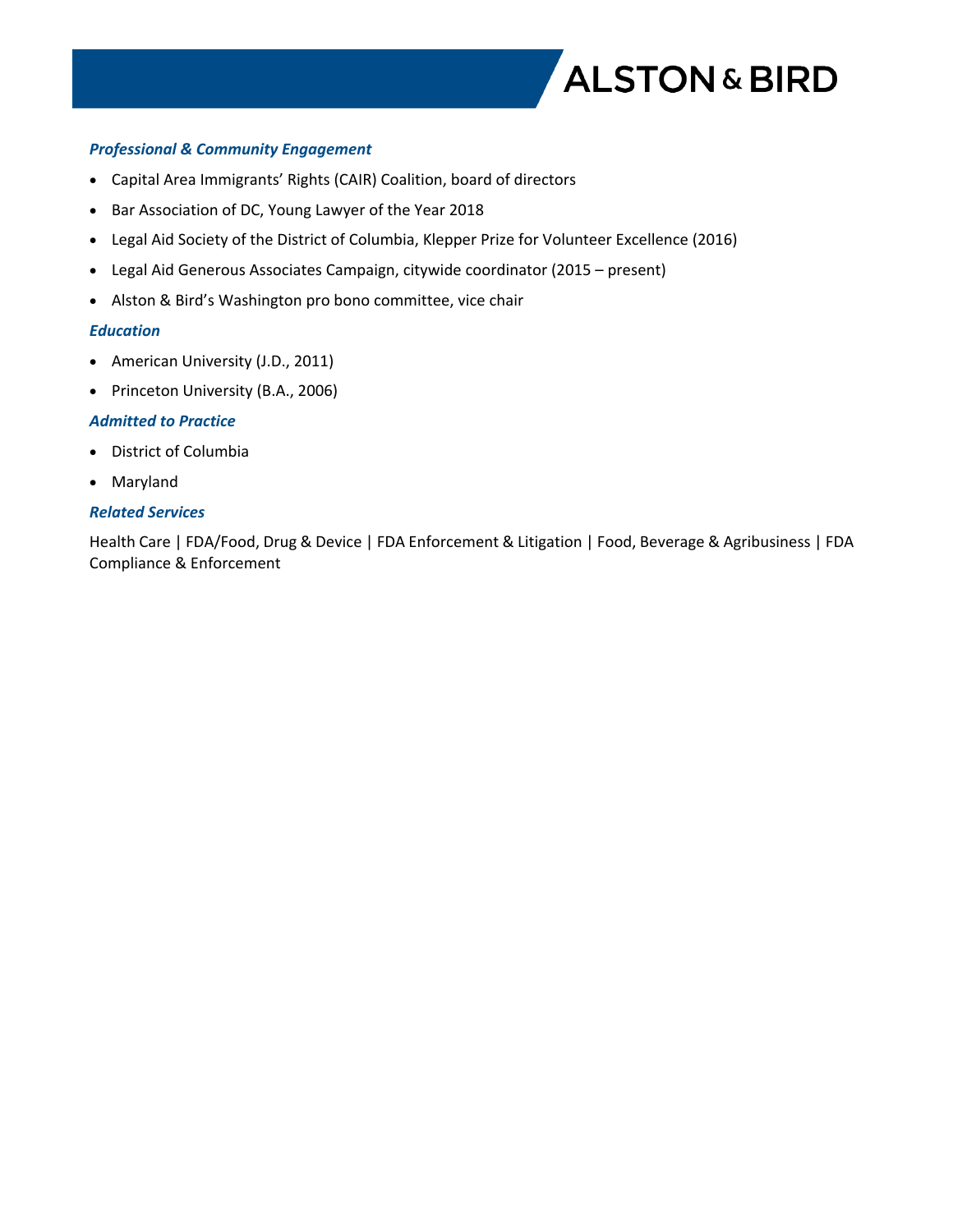### *Professional & Community Engagement*

- Capital Area Immigrants' Rights (CAIR) Coalition, board of directors
- Bar Association of DC, Young Lawyer of the Year 2018
- Legal Aid Society of the District of Columbia, Klepper Prize for Volunteer Excellence (2016)
- Legal Aid Generous Associates Campaign, citywide coordinator (2015 – present)
- Alston & Bird's Washington pro bono committee, vice chair

### *Education*

- American University (J.D., 2011)
- Princeton University (B.A., 2006)

### *Admitted to Practice*

- District of Columbia
- Maryland

### *Related Services*

Health Care | FDA/Food, Drug & Device | FDA Enforcement & Litigation | Food, Beverage & Agribusiness | FDA Compliance & Enforcement